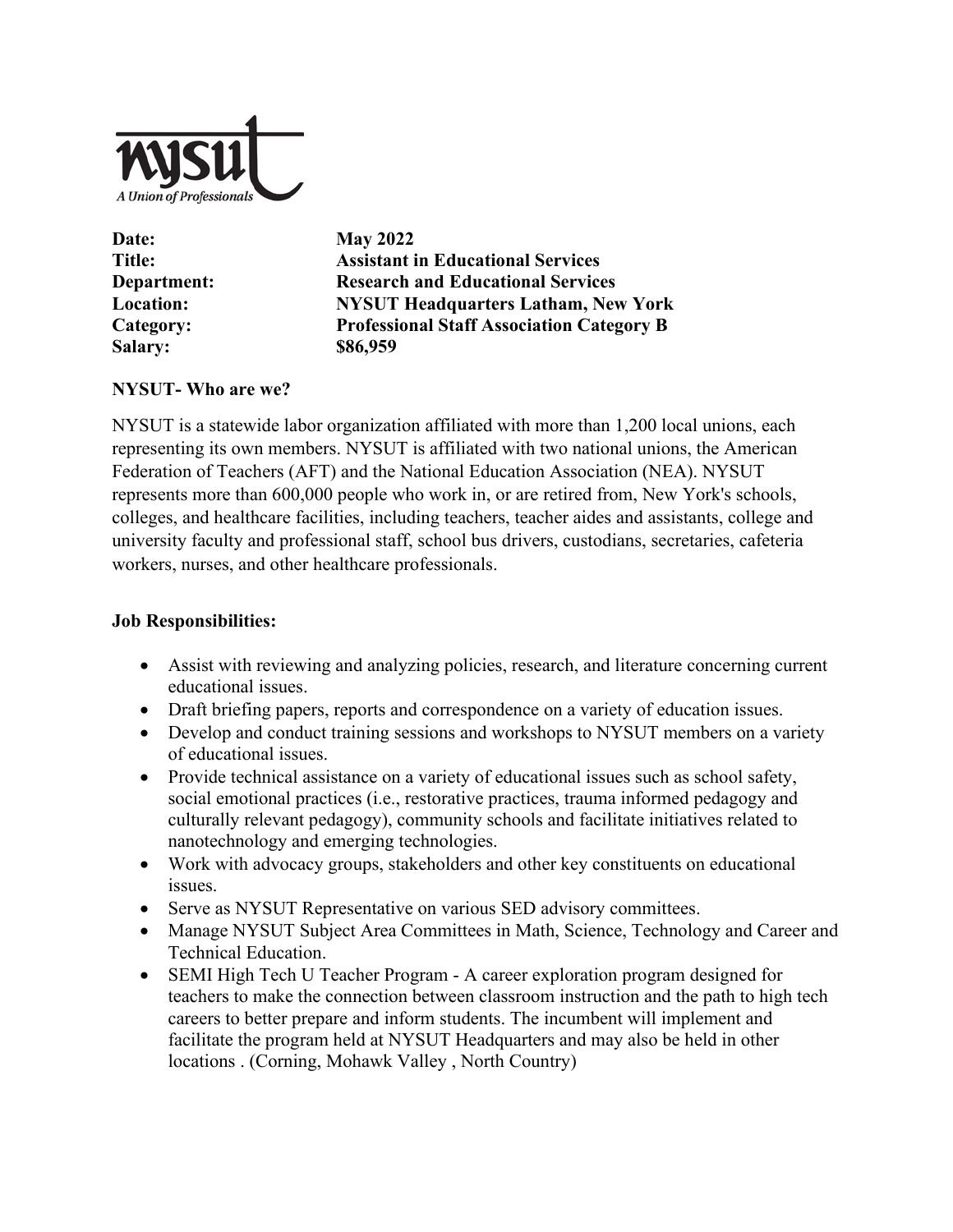nysut

A Union of Professionals

| | |
|---|---|
| **Date:** | **May 2022** |
| **Title:** | **Assistant in Educational Services** |
| **Department:** | **Research and Educational Services** |
| **Location:** | **NYSUT Headquarters Latham, New York** |
| **Category:** | **Professional Staff Association Category B** |
| **Salary:** | **$86,959** |

**NYSUT- Who are we?**

NYSUT is a statewide labor organization affiliated with more than 1,200 local unions, each representing its own members. NYSUT is affiliated with two national unions, the American Federation of Teachers (AFT) and the National Education Association (NEA). NYSUT represents more than 600,000 people who work in, or are retired from, New York's schools, colleges, and healthcare facilities, including teachers, teacher aides and assistants, college and university faculty and professional staff, school bus drivers, custodians, secretaries, cafeteria workers, nurses, and other healthcare professionals.

**Job Responsibilities:**

- Assist with reviewing and analyzing policies, research, and literature concerning current educational issues.
- Draft briefing papers, reports and correspondence on a variety of education issues.
- Develop and conduct training sessions and workshops to NYSUT members on a variety of educational issues.
- Provide technical assistance on a variety of educational issues such as school safety, social emotional practices (i.e., restorative practices, trauma informed pedagogy and culturally relevant pedagogy), community schools and facilitate initiatives related to nanotechnology and emerging technologies.
- Work with advocacy groups, stakeholders and other key constituents on educational issues.
- Serve as NYSUT Representative on various SED advisory committees.
- Manage NYSUT Subject Area Committees in Math, Science, Technology and Career and Technical Education.
- SEMI High Tech U Teacher Program - A career exploration program designed for teachers to make the connection between classroom instruction and the path to high tech careers to better prepare and inform students. The incumbent will implement and facilitate the program held at NYSUT Headquarters and may also be held in other locations . (Corning, Mohawk Valley , North Country)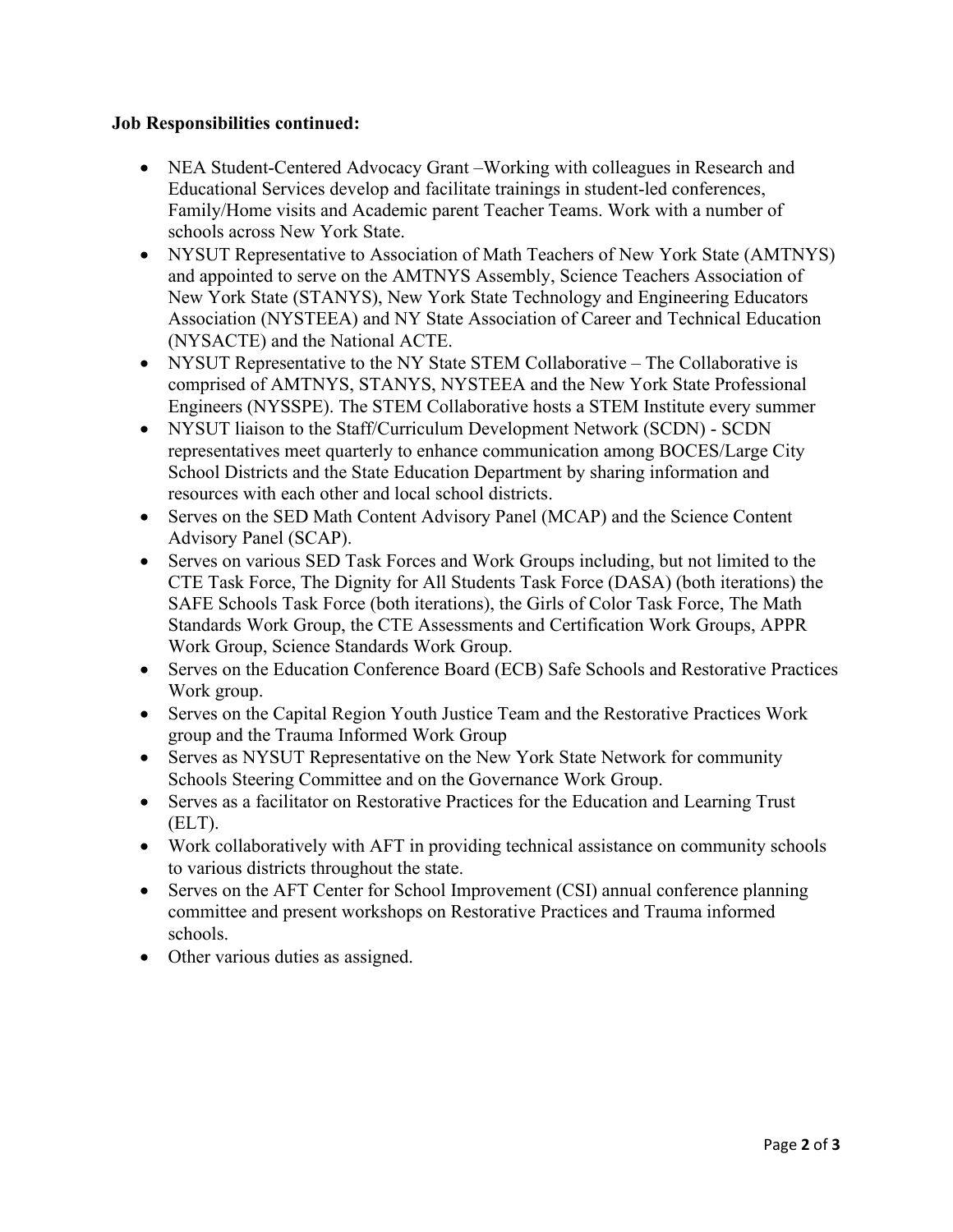**Job Responsibilities continued:**

- NEA Student-Centered Advocacy Grant –Working with colleagues in Research and Educational Services develop and facilitate trainings in student-led conferences, Family/Home visits and Academic parent Teacher Teams. Work with a number of schools across New York State.
- NYSUT Representative to Association of Math Teachers of New York State (AMTNYS) and appointed to serve on the AMTNYS Assembly, Science Teachers Association of New York State (STANYS), New York State Technology and Engineering Educators Association (NYSTEEA) and NY State Association of Career and Technical Education (NYSACTE) and the National ACTE.
- NYSUT Representative to the NY State STEM Collaborative – The Collaborative is comprised of AMTNYS, STANYS, NYSTEEA and the New York State Professional Engineers (NYSSPE). The STEM Collaborative hosts a STEM Institute every summer
- NYSUT liaison to the Staff/Curriculum Development Network (SCDN) - SCDN representatives meet quarterly to enhance communication among BOCES/Large City School Districts and the State Education Department by sharing information and resources with each other and local school districts.
- Serves on the SED Math Content Advisory Panel (MCAP) and the Science Content Advisory Panel (SCAP).
- Serves on various SED Task Forces and Work Groups including, but not limited to the CTE Task Force, The Dignity for All Students Task Force (DASA) (both iterations) the SAFE Schools Task Force (both iterations), the Girls of Color Task Force, The Math Standards Work Group, the CTE Assessments and Certification Work Groups, APPR Work Group, Science Standards Work Group.
- Serves on the Education Conference Board (ECB) Safe Schools and Restorative Practices Work group.
- Serves on the Capital Region Youth Justice Team and the Restorative Practices Work group and the Trauma Informed Work Group
- Serves as NYSUT Representative on the New York State Network for community Schools Steering Committee and on the Governance Work Group.
- Serves as a facilitator on Restorative Practices for the Education and Learning Trust (ELT).
- Work collaboratively with AFT in providing technical assistance on community schools to various districts throughout the state.
- Serves on the AFT Center for School Improvement (CSI) annual conference planning committee and present workshops on Restorative Practices and Trauma informed schools.
- Other various duties as assigned.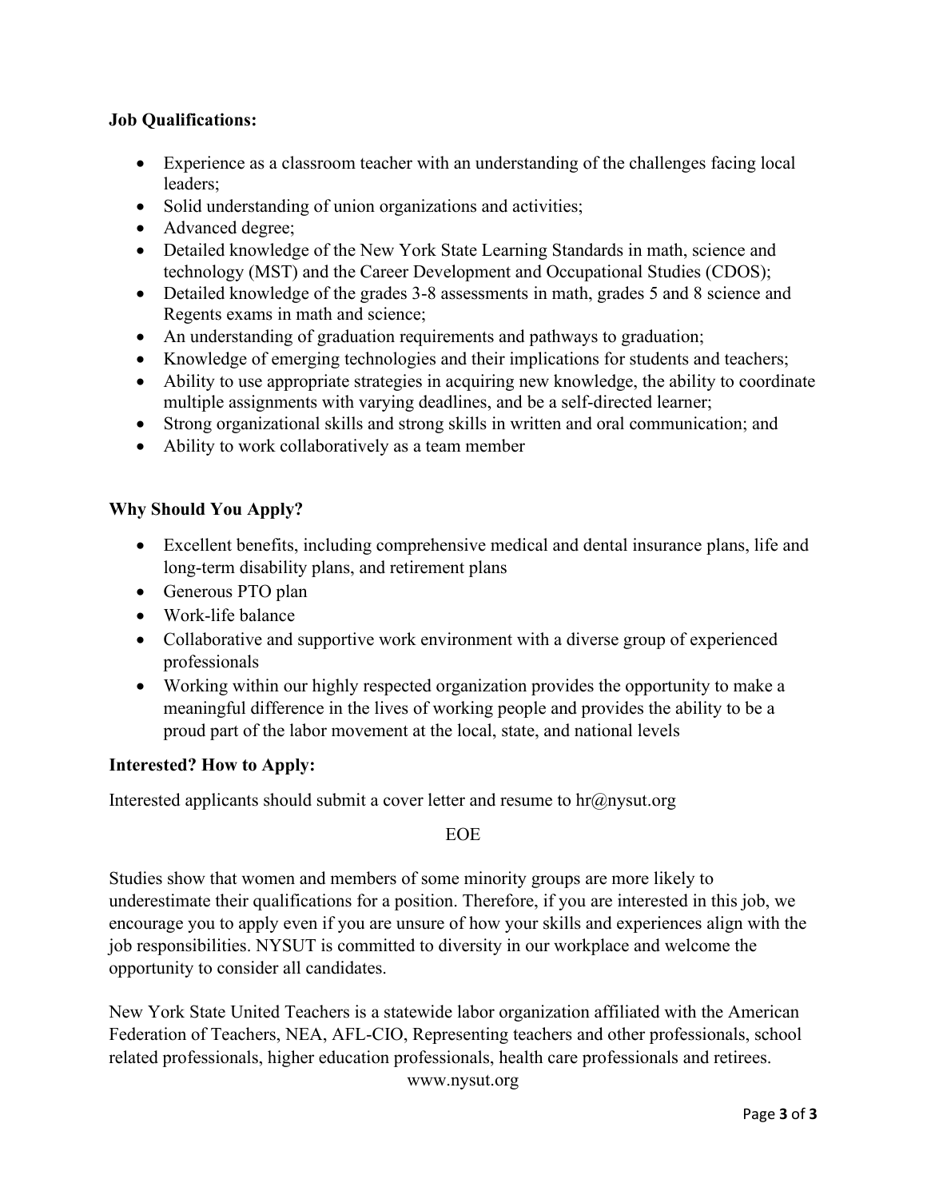**Job Qualifications:**

- Experience as a classroom teacher with an understanding of the challenges facing local leaders;
- Solid understanding of union organizations and activities;
- Advanced degree;
- Detailed knowledge of the New York State Learning Standards in math, science and technology (MST) and the Career Development and Occupational Studies (CDOS);
- Detailed knowledge of the grades 3-8 assessments in math, grades 5 and 8 science and Regents exams in math and science;
- An understanding of graduation requirements and pathways to graduation;
- Knowledge of emerging technologies and their implications for students and teachers;
- Ability to use appropriate strategies in acquiring new knowledge, the ability to coordinate multiple assignments with varying deadlines, and be a self-directed learner;
- Strong organizational skills and strong skills in written and oral communication; and
- Ability to work collaboratively as a team member

**Why Should You Apply?**

- Excellent benefits, including comprehensive medical and dental insurance plans, life and long-term disability plans, and retirement plans
- Generous PTO plan
- Work-life balance
- Collaborative and supportive work environment with a diverse group of experienced professionals
- Working within our highly respected organization provides the opportunity to make a meaningful difference in the lives of working people and provides the ability to be a proud part of the labor movement at the local, state, and national levels

**Interested? How to Apply:**

Interested applicants should submit a cover letter and resume to hr@nysut.org

EOE

Studies show that women and members of some minority groups are more likely to underestimate their qualifications for a position. Therefore, if you are interested in this job, we encourage you to apply even if you are unsure of how your skills and experiences align with the job responsibilities. NYSUT is committed to diversity in our workplace and welcome the opportunity to consider all candidates.

New York State United Teachers is a statewide labor organization affiliated with the American Federation of Teachers, NEA, AFL-CIO, Representing teachers and other professionals, school related professionals, higher education professionals, health care professionals and retirees.

www.nysut.org